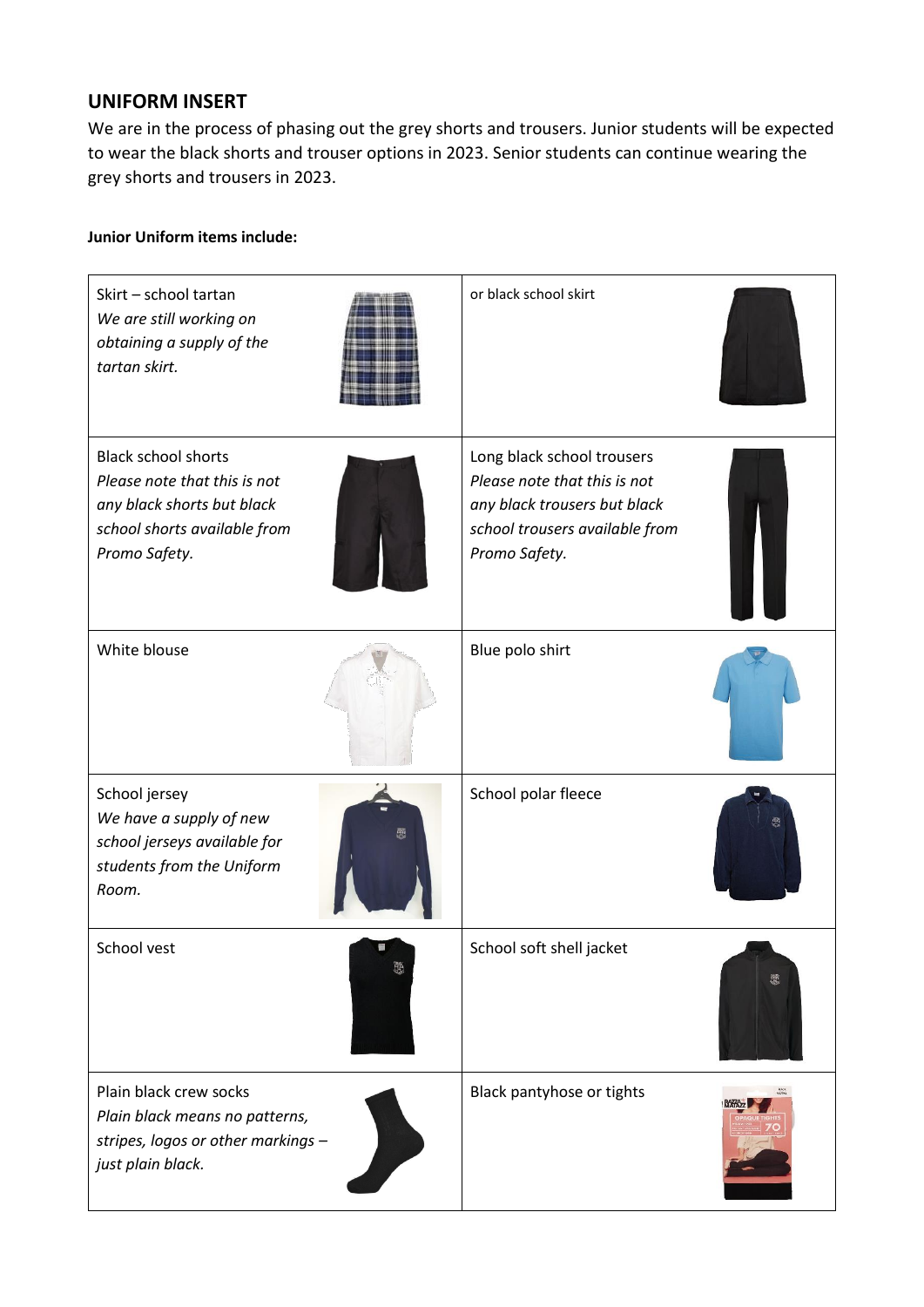## UNIFORM INSERT

We are in the process of phasing out the grey shorts and trousers. Junior students will be expected to wear the black shorts and trouser options in 2023. Senior students can continue wearing the grey shorts and trousers in 2023.

**Junior Uniform items include:**

| | |
|---|---|
| Skirt – school tartan<br>*We are still working on obtaining a supply of the tartan skirt.* | or black school skirt |
| Black school shorts<br>*Please note that this is not any black shorts but black school shorts available from Promo Safety.* | Long black school trousers<br>*Please note that this is not any black trousers but black school trousers available from Promo Safety.* |
| White blouse | Blue polo shirt |
| School jersey<br>*We have a supply of new school jerseys available for students from the Uniform Room.* | School polar fleece |
| School vest | School soft shell jacket |
| Plain black crew socks<br>*Plain black means no patterns, stripes, logos or other markings – just plain black.* | Black pantyhose or tights |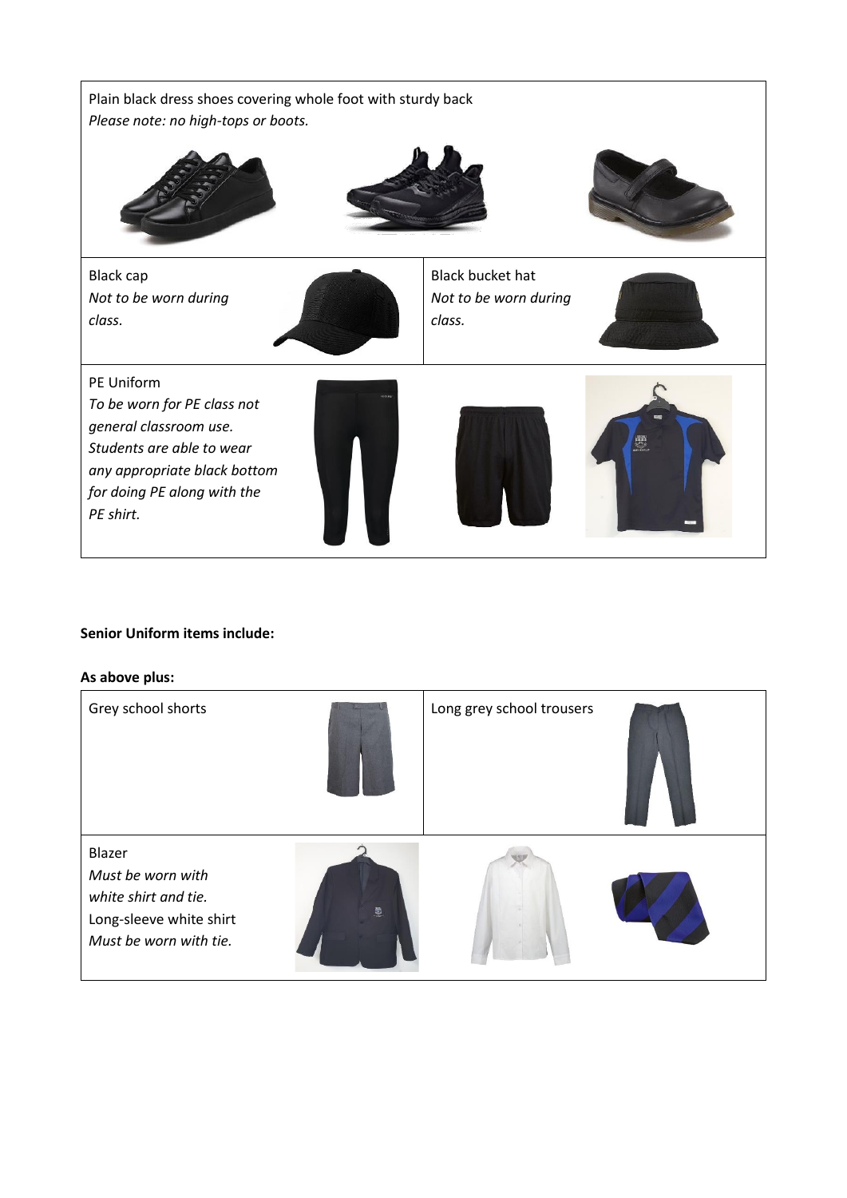| | |
|---|---|
| Plain black dress shoes covering whole foot with sturdy back<br>*Please note: no high-tops or boots.* | |
| Black cap<br>*Not to be worn during class.* | Black bucket hat<br>*Not to be worn during class.* |
| PE Uniform<br>*To be worn for PE class not general classroom use. Students are able to wear any appropriate black bottom for doing PE along with the PE shirt.* | |

**Senior Uniform items include:**

**As above plus:**

| | |
|---|---|
| Grey school shorts | Long grey school trousers |
| Blazer<br>*Must be worn with white shirt and tie.*<br>Long-sleeve white shirt<br>*Must be worn with tie.* | |